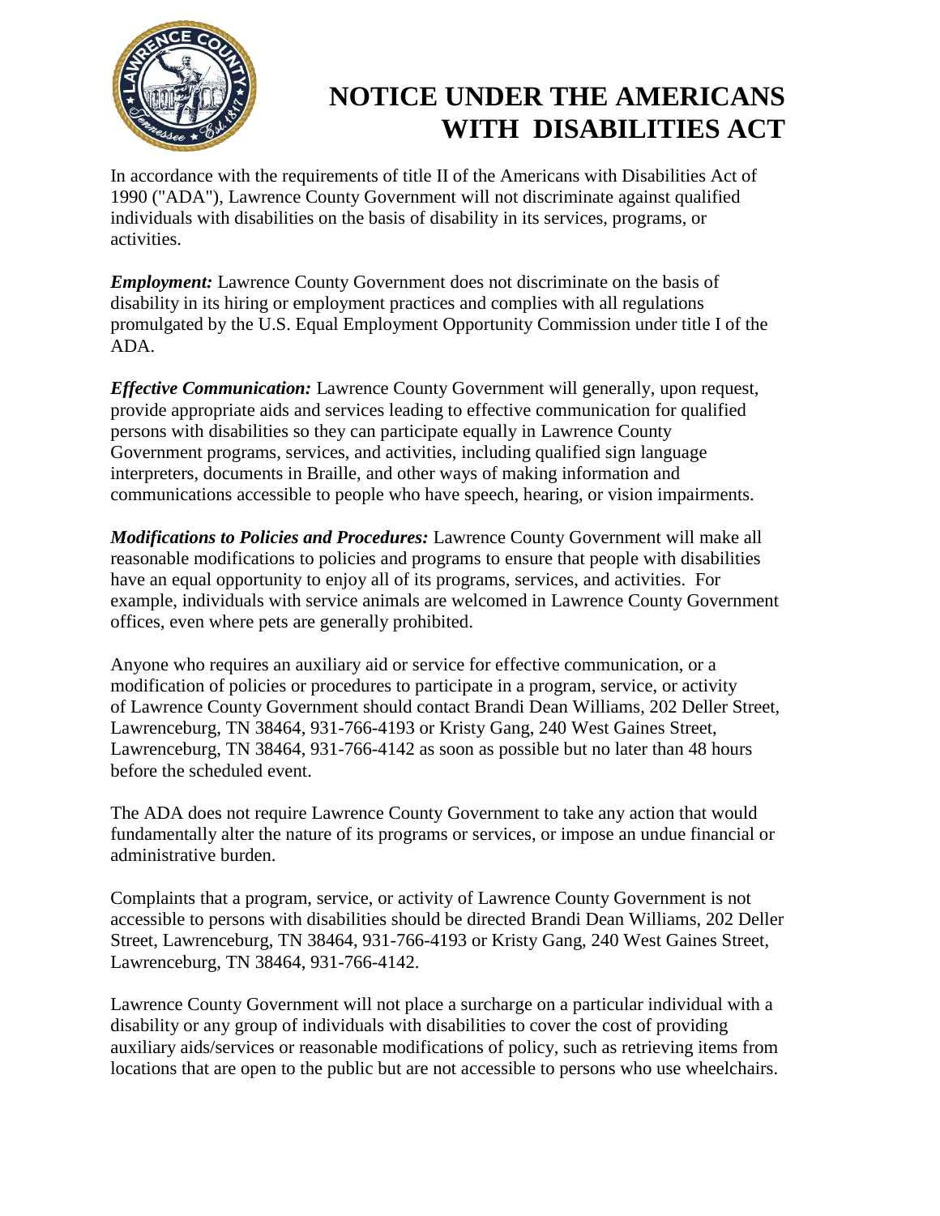# NOTICE UNDER THE AMERICANS WITH DISABILITIES ACT

In accordance with the requirements of title II of the Americans with Disabilities Act of 1990 ("ADA"), Lawrence County Government will not discriminate against qualified individuals with disabilities on the basis of disability in its services, programs, or activities.

***Employment:*** Lawrence County Government does not discriminate on the basis of disability in its hiring or employment practices and complies with all regulations promulgated by the U.S. Equal Employment Opportunity Commission under title I of the ADA.

***Effective Communication:*** Lawrence County Government will generally, upon request, provide appropriate aids and services leading to effective communication for qualified persons with disabilities so they can participate equally in Lawrence County Government programs, services, and activities, including qualified sign language interpreters, documents in Braille, and other ways of making information and communications accessible to people who have speech, hearing, or vision impairments.

***Modifications to Policies and Procedures:*** Lawrence County Government will make all reasonable modifications to policies and programs to ensure that people with disabilities have an equal opportunity to enjoy all of its programs, services, and activities. For example, individuals with service animals are welcomed in Lawrence County Government offices, even where pets are generally prohibited.

Anyone who requires an auxiliary aid or service for effective communication, or a modification of policies or procedures to participate in a program, service, or activity of Lawrence County Government should contact Brandi Dean Williams, 202 Deller Street, Lawrenceburg, TN 38464, 931-766-4193 or Kristy Gang, 240 West Gaines Street, Lawrenceburg, TN 38464, 931-766-4142 as soon as possible but no later than 48 hours before the scheduled event.

The ADA does not require Lawrence County Government to take any action that would fundamentally alter the nature of its programs or services, or impose an undue financial or administrative burden.

Complaints that a program, service, or activity of Lawrence County Government is not accessible to persons with disabilities should be directed Brandi Dean Williams, 202 Deller Street, Lawrenceburg, TN 38464, 931-766-4193 or Kristy Gang, 240 West Gaines Street, Lawrenceburg, TN 38464, 931-766-4142.

Lawrence County Government will not place a surcharge on a particular individual with a disability or any group of individuals with disabilities to cover the cost of providing auxiliary aids/services or reasonable modifications of policy, such as retrieving items from locations that are open to the public but are not accessible to persons who use wheelchairs.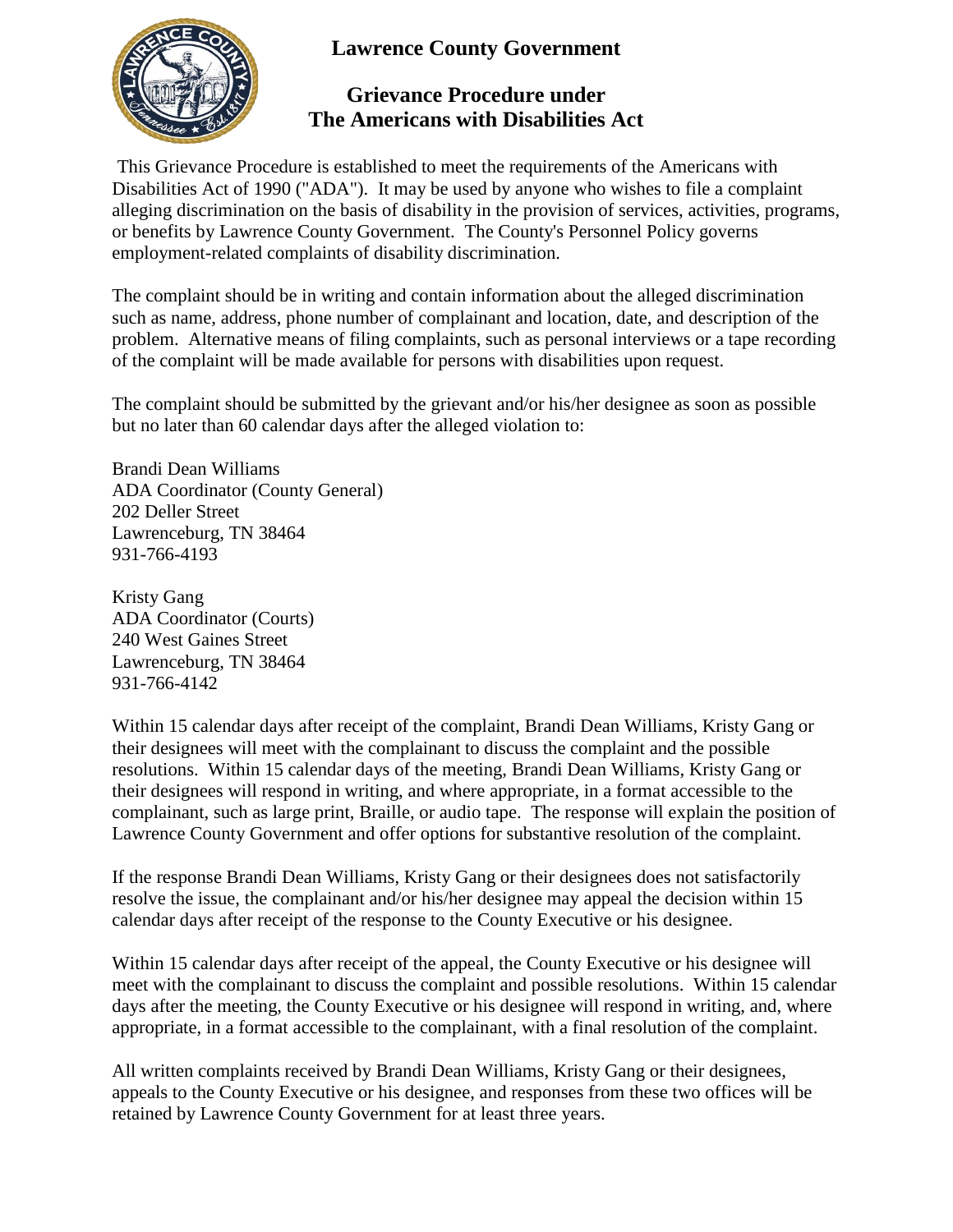# Lawrence County Government

## Grievance Procedure under The Americans with Disabilities Act

This Grievance Procedure is established to meet the requirements of the Americans with Disabilities Act of 1990 ("ADA"). It may be used by anyone who wishes to file a complaint alleging discrimination on the basis of disability in the provision of services, activities, programs, or benefits by Lawrence County Government. The County's Personnel Policy governs employment-related complaints of disability discrimination.

The complaint should be in writing and contain information about the alleged discrimination such as name, address, phone number of complainant and location, date, and description of the problem. Alternative means of filing complaints, such as personal interviews or a tape recording of the complaint will be made available for persons with disabilities upon request.

The complaint should be submitted by the grievant and/or his/her designee as soon as possible but no later than 60 calendar days after the alleged violation to:

Brandi Dean Williams  
ADA Coordinator (County General)  
202 Deller Street  
Lawrenceburg, TN 38464  
931-766-4193

Kristy Gang  
ADA Coordinator (Courts)  
240 West Gaines Street  
Lawrenceburg, TN 38464  
931-766-4142

Within 15 calendar days after receipt of the complaint, Brandi Dean Williams, Kristy Gang or their designees will meet with the complainant to discuss the complaint and the possible resolutions. Within 15 calendar days of the meeting, Brandi Dean Williams, Kristy Gang or their designees will respond in writing, and where appropriate, in a format accessible to the complainant, such as large print, Braille, or audio tape. The response will explain the position of Lawrence County Government and offer options for substantive resolution of the complaint.

If the response Brandi Dean Williams, Kristy Gang or their designees does not satisfactorily resolve the issue, the complainant and/or his/her designee may appeal the decision within 15 calendar days after receipt of the response to the County Executive or his designee.

Within 15 calendar days after receipt of the appeal, the County Executive or his designee will meet with the complainant to discuss the complaint and possible resolutions. Within 15 calendar days after the meeting, the County Executive or his designee will respond in writing, and, where appropriate, in a format accessible to the complainant, with a final resolution of the complaint.

All written complaints received by Brandi Dean Williams, Kristy Gang or their designees, appeals to the County Executive or his designee, and responses from these two offices will be retained by Lawrence County Government for at least three years.